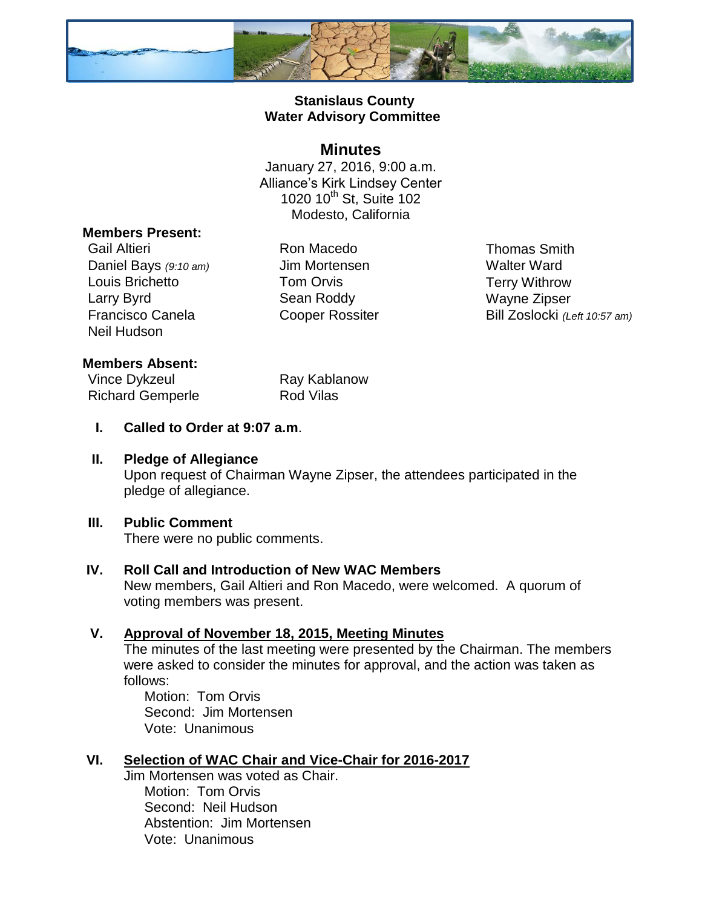**Stanislaus County**
**Water Advisory Committee**

# Minutes

January 27, 2016, 9:00 a.m.
Alliance's Kirk Lindsey Center
1020 10th St, Suite 102
Modesto, California

**Members Present:**

Gail Altieri
Daniel Bays *(9:10 am)*
Louis Brichetto
Larry Byrd
Francisco Canela
Neil Hudson
Ron Macedo
Jim Mortensen
Tom Orvis
Sean Roddy
Cooper Rossiter
Thomas Smith
Walter Ward
Terry Withrow
Wayne Zipser
Bill Zoslocki *(Left 10:57 am)*

**Members Absent:**

Vince Dykzeul
Richard Gemperle
Ray Kablanow
Rod Vilas

**I. Called to Order at 9:07 a.m**.

**II. Pledge of Allegiance**

Upon request of Chairman Wayne Zipser, the attendees participated in the pledge of allegiance.

**III. Public Comment**

There were no public comments.

**IV. Roll Call and Introduction of New WAC Members**

New members, Gail Altieri and Ron Macedo, were welcomed. A quorum of voting members was present.

**V. Approval of November 18, 2015, Meeting Minutes**

The minutes of the last meeting were presented by the Chairman. The members were asked to consider the minutes for approval, and the action was taken as follows:

Motion: Tom Orvis
Second: Jim Mortensen
Vote: Unanimous

**VI. Selection of WAC Chair and Vice-Chair for 2016-2017**

Jim Mortensen was voted as Chair.

Motion: Tom Orvis
Second: Neil Hudson
Abstention: Jim Mortensen
Vote: Unanimous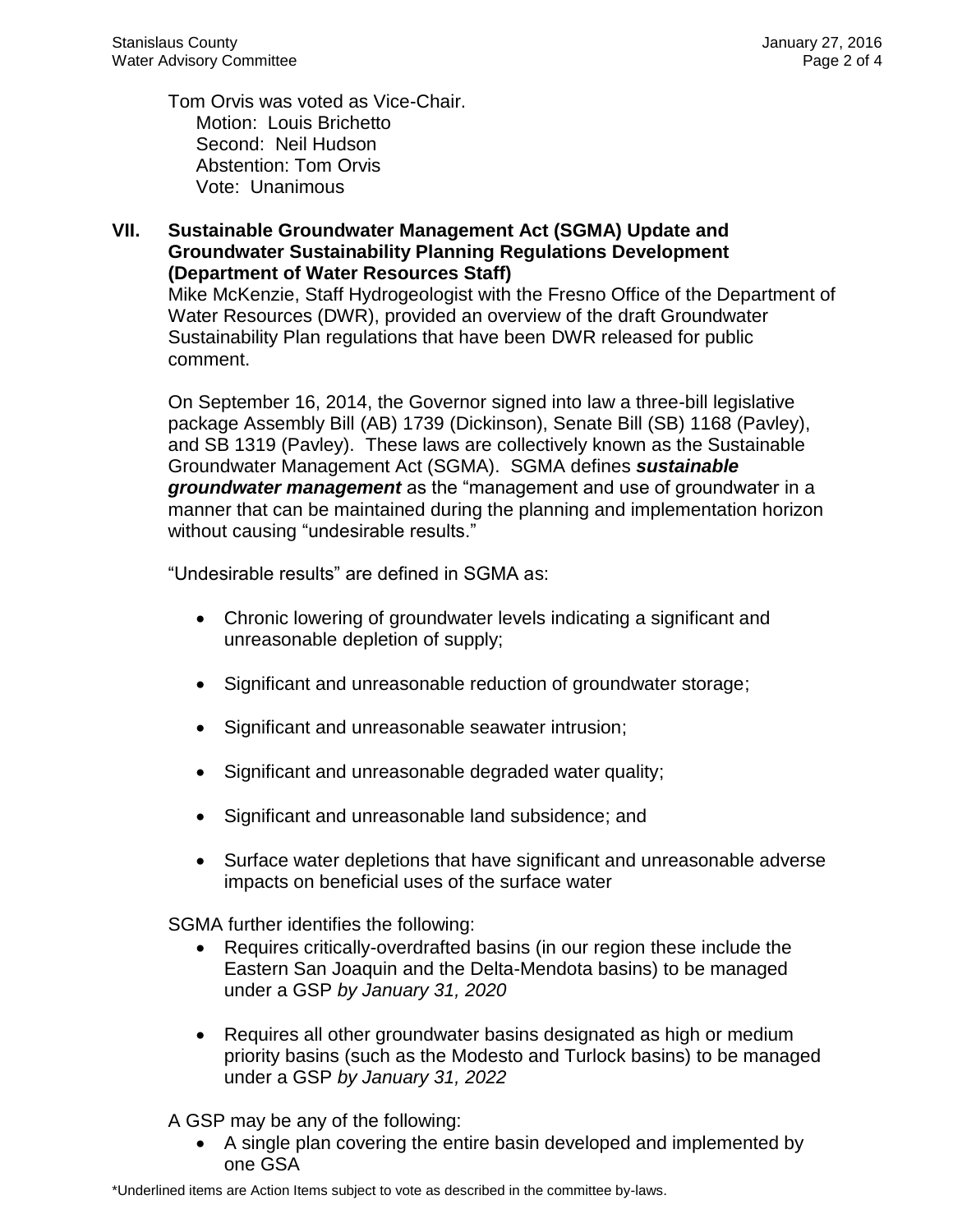Tom Orvis was voted as Vice-Chair.

Motion: Louis Brichetto
Second: Neil Hudson
Abstention: Tom Orvis
Vote: Unanimous

## VII. Sustainable Groundwater Management Act (SGMA) Update and Groundwater Sustainability Planning Regulations Development (Department of Water Resources Staff)

Mike McKenzie, Staff Hydrogeologist with the Fresno Office of the Department of Water Resources (DWR), provided an overview of the draft Groundwater Sustainability Plan regulations that have been DWR released for public comment.

On September 16, 2014, the Governor signed into law a three-bill legislative package Assembly Bill (AB) 1739 (Dickinson), Senate Bill (SB) 1168 (Pavley), and SB 1319 (Pavley). These laws are collectively known as the Sustainable Groundwater Management Act (SGMA). SGMA defines ***sustainable groundwater management*** as the "management and use of groundwater in a manner that can be maintained during the planning and implementation horizon without causing "undesirable results."

"Undesirable results" are defined in SGMA as:

- Chronic lowering of groundwater levels indicating a significant and unreasonable depletion of supply;
- Significant and unreasonable reduction of groundwater storage;
- Significant and unreasonable seawater intrusion;
- Significant and unreasonable degraded water quality;
- Significant and unreasonable land subsidence; and
- Surface water depletions that have significant and unreasonable adverse impacts on beneficial uses of the surface water

SGMA further identifies the following:

- Requires critically-overdrafted basins (in our region these include the Eastern San Joaquin and the Delta-Mendota basins) to be managed under a GSP *by January 31, 2020*
- Requires all other groundwater basins designated as high or medium priority basins (such as the Modesto and Turlock basins) to be managed under a GSP *by January 31, 2022*

A GSP may be any of the following:

- A single plan covering the entire basin developed and implemented by one GSA

*Underlined items are Action Items subject to vote as described in the committee by-laws.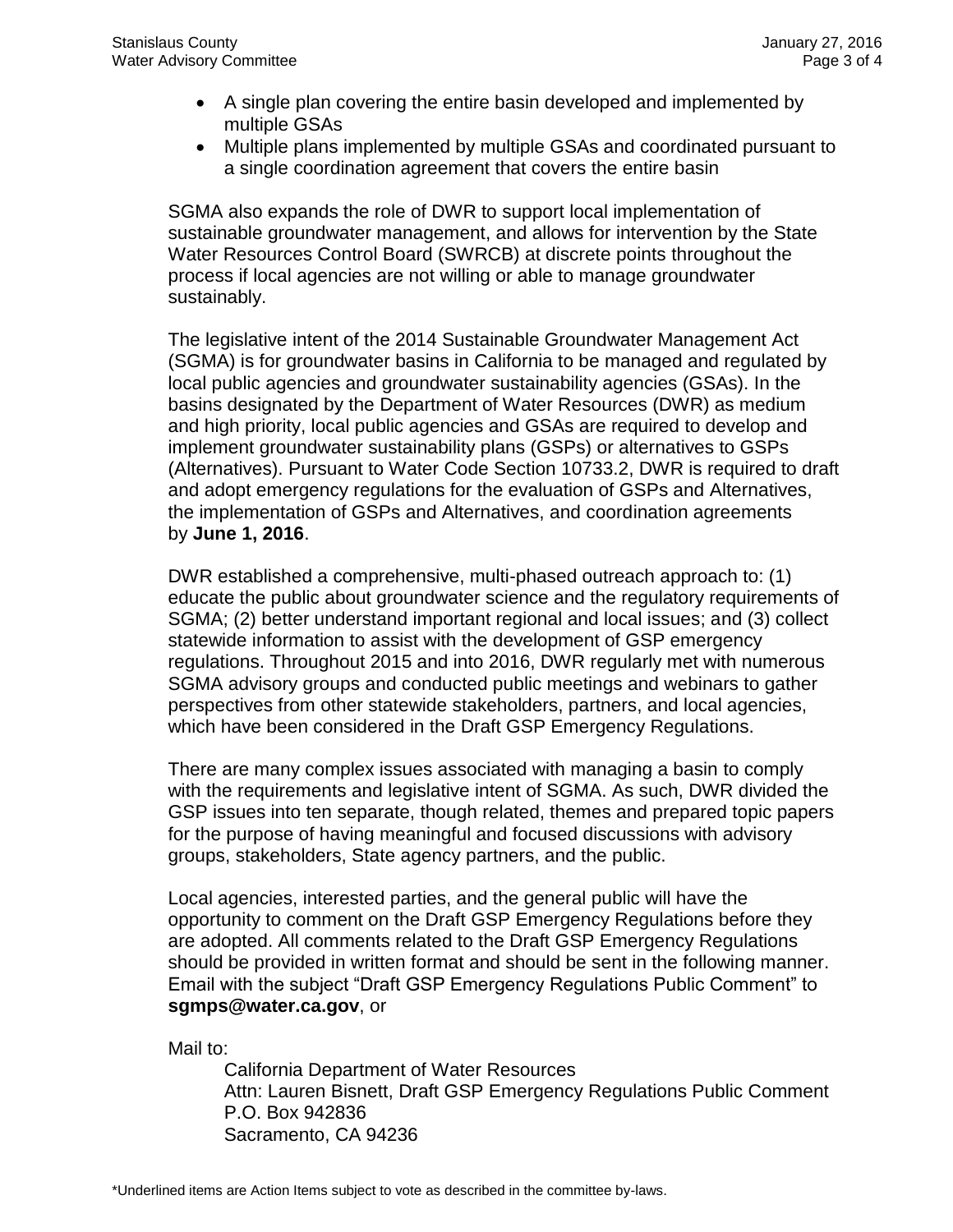- A single plan covering the entire basin developed and implemented by multiple GSAs
- Multiple plans implemented by multiple GSAs and coordinated pursuant to a single coordination agreement that covers the entire basin

SGMA also expands the role of DWR to support local implementation of sustainable groundwater management, and allows for intervention by the State Water Resources Control Board (SWRCB) at discrete points throughout the process if local agencies are not willing or able to manage groundwater sustainably.

The legislative intent of the 2014 Sustainable Groundwater Management Act (SGMA) is for groundwater basins in California to be managed and regulated by local public agencies and groundwater sustainability agencies (GSAs). In the basins designated by the Department of Water Resources (DWR) as medium and high priority, local public agencies and GSAs are required to develop and implement groundwater sustainability plans (GSPs) or alternatives to GSPs (Alternatives). Pursuant to Water Code Section 10733.2, DWR is required to draft and adopt emergency regulations for the evaluation of GSPs and Alternatives, the implementation of GSPs and Alternatives, and coordination agreements by **June 1, 2016**.

DWR established a comprehensive, multi-phased outreach approach to: (1) educate the public about groundwater science and the regulatory requirements of SGMA; (2) better understand important regional and local issues; and (3) collect statewide information to assist with the development of GSP emergency regulations. Throughout 2015 and into 2016, DWR regularly met with numerous SGMA advisory groups and conducted public meetings and webinars to gather perspectives from other statewide stakeholders, partners, and local agencies, which have been considered in the Draft GSP Emergency Regulations.

There are many complex issues associated with managing a basin to comply with the requirements and legislative intent of SGMA. As such, DWR divided the GSP issues into ten separate, though related, themes and prepared topic papers for the purpose of having meaningful and focused discussions with advisory groups, stakeholders, State agency partners, and the public.

Local agencies, interested parties, and the general public will have the opportunity to comment on the Draft GSP Emergency Regulations before they are adopted. All comments related to the Draft GSP Emergency Regulations should be provided in written format and should be sent in the following manner. Email with the subject "Draft GSP Emergency Regulations Public Comment" to **sgmps@water.ca.gov**, or

Mail to:

California Department of Water Resources
Attn: Lauren Bisnett, Draft GSP Emergency Regulations Public Comment
P.O. Box 942836
Sacramento, CA 94236

*Underlined items are Action Items subject to vote as described in the committee by-laws.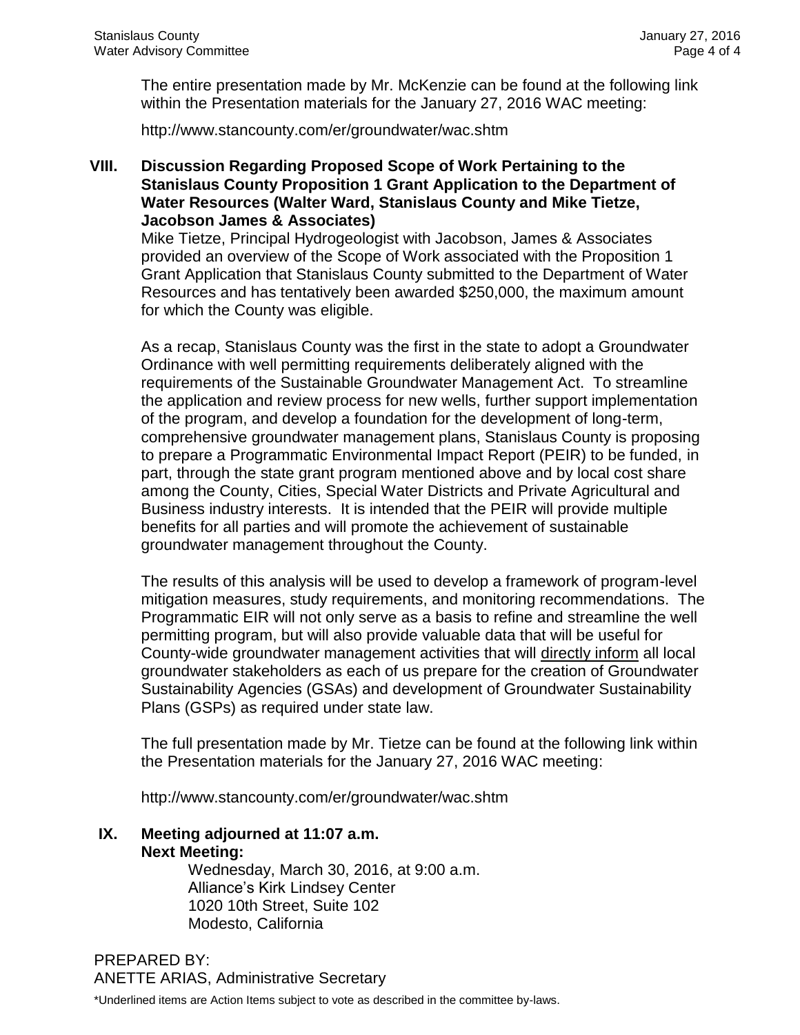The entire presentation made by Mr. McKenzie can be found at the following link within the Presentation materials for the January 27, 2016 WAC meeting:

http://www.stancounty.com/er/groundwater/wac.shtm

## VIII. Discussion Regarding Proposed Scope of Work Pertaining to the Stanislaus County Proposition 1 Grant Application to the Department of Water Resources (Walter Ward, Stanislaus County and Mike Tietze, Jacobson James & Associates)

Mike Tietze, Principal Hydrogeologist with Jacobson, James & Associates provided an overview of the Scope of Work associated with the Proposition 1 Grant Application that Stanislaus County submitted to the Department of Water Resources and has tentatively been awarded $250,000, the maximum amount for which the County was eligible.

As a recap, Stanislaus County was the first in the state to adopt a Groundwater Ordinance with well permitting requirements deliberately aligned with the requirements of the Sustainable Groundwater Management Act. To streamline the application and review process for new wells, further support implementation of the program, and develop a foundation for the development of long-term, comprehensive groundwater management plans, Stanislaus County is proposing to prepare a Programmatic Environmental Impact Report (PEIR) to be funded, in part, through the state grant program mentioned above and by local cost share among the County, Cities, Special Water Districts and Private Agricultural and Business industry interests. It is intended that the PEIR will provide multiple benefits for all parties and will promote the achievement of sustainable groundwater management throughout the County.

The results of this analysis will be used to develop a framework of program-level mitigation measures, study requirements, and monitoring recommendations. The Programmatic EIR will not only serve as a basis to refine and streamline the well permitting program, but will also provide valuable data that will be useful for County-wide groundwater management activities that will <u>directly inform</u> all local groundwater stakeholders as each of us prepare for the creation of Groundwater Sustainability Agencies (GSAs) and development of Groundwater Sustainability Plans (GSPs) as required under state law.

The full presentation made by Mr. Tietze can be found at the following link within the Presentation materials for the January 27, 2016 WAC meeting:

http://www.stancounty.com/er/groundwater/wac.shtm

## IX. Meeting adjourned at 11:07 a.m.

**Next Meeting:**

Wednesday, March 30, 2016, at 9:00 a.m.
Alliance's Kirk Lindsey Center
1020 10th Street, Suite 102
Modesto, California

PREPARED BY:
ANETTE ARIAS, Administrative Secretary

\*Underlined items are Action Items subject to vote as described in the committee by-laws.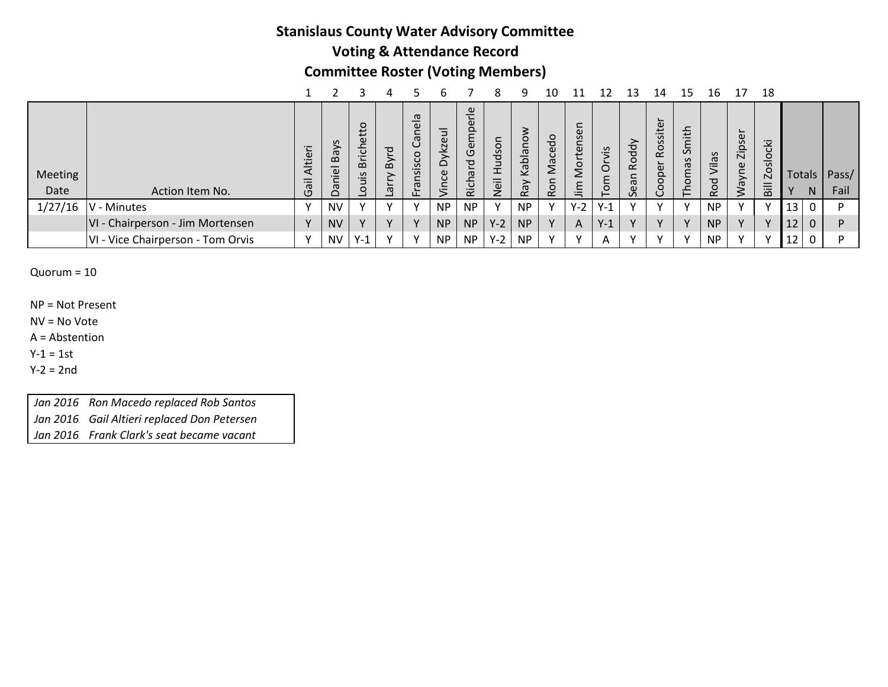# Stanislaus County Water Advisory Committee

## Voting & Attendance Record

## Committee Roster (Voting Members)

| | | 1 | 2 | 3 | 4 | 5 | 6 | 7 | 8 | 9 | 10 | 11 | 12 | 13 | 14 | 15 | 16 | 17 | 18 | Totals | | Pass/ |
|---|---|---|---|---|---|---|---|---|---|---|---|---|---|---|---|---|---|---|---|---|---|---|
| Meeting Date | Action Item No. | Gail Altieri | Daniel Bays | Louis Brichetto | Larry Byrd | Fransisco Canela | Vince Dykzeul | Richard Gemperle | Neil Hudson | Ray Kablanow | Ron Macedo | Jim Mortensen | Tom Orvis | Sean Roddy | Cooper Rossiter | Thomas Smith | Rod Vilas | Wayne Zipser | Bill Zoslocki | Y | N | Fail |
| 1/27/16 | V - Minutes | Y | NV | Y | Y | Y | NP | NP | Y | NP | Y | Y-2 | Y-1 | Y | Y | Y | NP | Y | Y | 13 | 0 | P |
| | VI - Chairperson - Jim Mortensen | Y | NV | Y | Y | Y | NP | NP | Y-2 | NP | Y | A | Y-1 | Y | Y | Y | NP | Y | Y | 12 | 0 | P |
| | VI - Vice Chairperson - Tom Orvis | Y | NV | Y-1 | Y | Y | NP | NP | Y-2 | NP | Y | Y | A | Y | Y | Y | NP | Y | Y | 12 | 0 | P |

Quorum = 10

NP = Not Present
NV = No Vote
A = Abstention
Y-1 = 1st
Y-2 = 2nd

*Jan 2016 Ron Macedo replaced Rob Santos*
*Jan 2016 Gail Altieri replaced Don Petersen*
*Jan 2016 Frank Clark's seat became vacant*